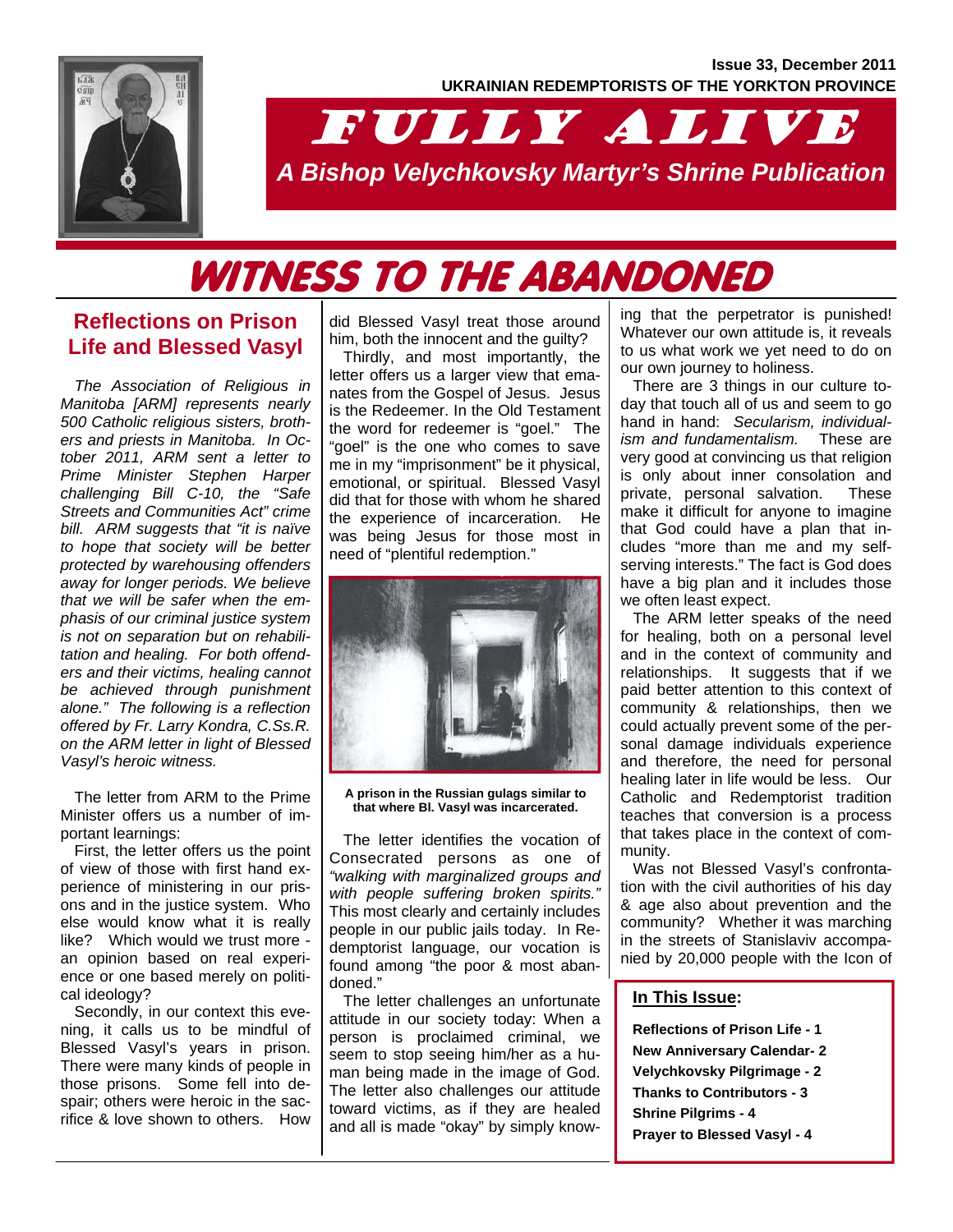Issue 33, December 2011

**UKRAINIAN REDEMPTORISTS OF THE YORKTON PROVINCE**

# FULLY ALIVE

*A Bishop Velychkovsky Martyr's Shrine Publication*

# WITNESS TO THE ABANDONED

## Reflections on Prison Life and Blessed Vasyl

*The Association of Religious in Manitoba [ARM] represents nearly 500 Catholic religious sisters, brothers and priests in Manitoba. In October 2011, ARM sent a letter to Prime Minister Stephen Harper challenging Bill C-10, the "Safe Streets and Communities Act" crime bill. ARM suggests that "it is naïve to hope that society will be better protected by warehousing offenders away for longer periods. We believe that we will be safer when the emphasis of our criminal justice system is not on separation but on rehabilitation and healing. For both offenders and their victims, healing cannot be achieved through punishment alone." The following is a reflection offered by Fr. Larry Kondra, C.Ss.R. on the ARM letter in light of Blessed Vasyl's heroic witness.*

The letter from ARM to the Prime Minister offers us a number of important learnings:

First, the letter offers us the point of view of those with first hand experience of ministering in our prisons and in the justice system. Who else would know what it is really like? Which would we trust more - an opinion based on real experience or one based merely on political ideology?

Secondly, in our context this evening, it calls us to be mindful of Blessed Vasyl's years in prison. There were many kinds of people in those prisons. Some fell into despair; others were heroic in the sacrifice & love shown to others. How did Blessed Vasyl treat those around him, both the innocent and the guilty?

Thirdly, and most importantly, the letter offers us a larger view that emanates from the Gospel of Jesus. Jesus is the Redeemer. In the Old Testament the word for redeemer is "goel." The "goel" is the one who comes to save me in my "imprisonment" be it physical, emotional, or spiritual. Blessed Vasyl did that for those with whom he shared the experience of incarceration. He was being Jesus for those most in need of "plentiful redemption."

**A prison in the Russian gulags similar to that where Bl. Vasyl was incarcerated.**

The letter identifies the vocation of Consecrated persons as one of *"walking with marginalized groups and with people suffering broken spirits."* This most clearly and certainly includes people in our public jails today. In Redemptorist language, our vocation is found among "the poor & most abandoned."

The letter challenges an unfortunate attitude in our society today: When a person is proclaimed criminal, we seem to stop seeing him/her as a human being made in the image of God. The letter also challenges our attitude toward victims, as if they are healed and all is made "okay" by simply knowing that the perpetrator is punished! Whatever our own attitude is, it reveals to us what work we yet need to do on our own journey to holiness.

There are 3 things in our culture today that touch all of us and seem to go hand in hand: *Secularism, individualism and fundamentalism.* These are very good at convincing us that religion is only about inner consolation and private, personal salvation. These make it difficult for anyone to imagine that God could have a plan that includes "more than me and my self-serving interests." The fact is God does have a big plan and it includes those we often least expect.

The ARM letter speaks of the need for healing, both on a personal level and in the context of community and relationships. It suggests that if we paid better attention to this context of community & relationships, then we could actually prevent some of the personal damage individuals experience and therefore, the need for personal healing later in life would be less. Our Catholic and Redemptorist tradition teaches that conversion is a process that takes place in the context of community.

Was not Blessed Vasyl's confrontation with the civil authorities of his day & age also about prevention and the community? Whether it was marching in the streets of Stanislaviv accompanied by 20,000 people with the Icon of

**In This Issue:**

- Reflections of Prison Life - 1
- New Anniversary Calendar - 2
- Velychkovsky Pilgrimage - 2
- Thanks to Contributors - 3
- Shrine Pilgrims - 4
- Prayer to Blessed Vasyl - 4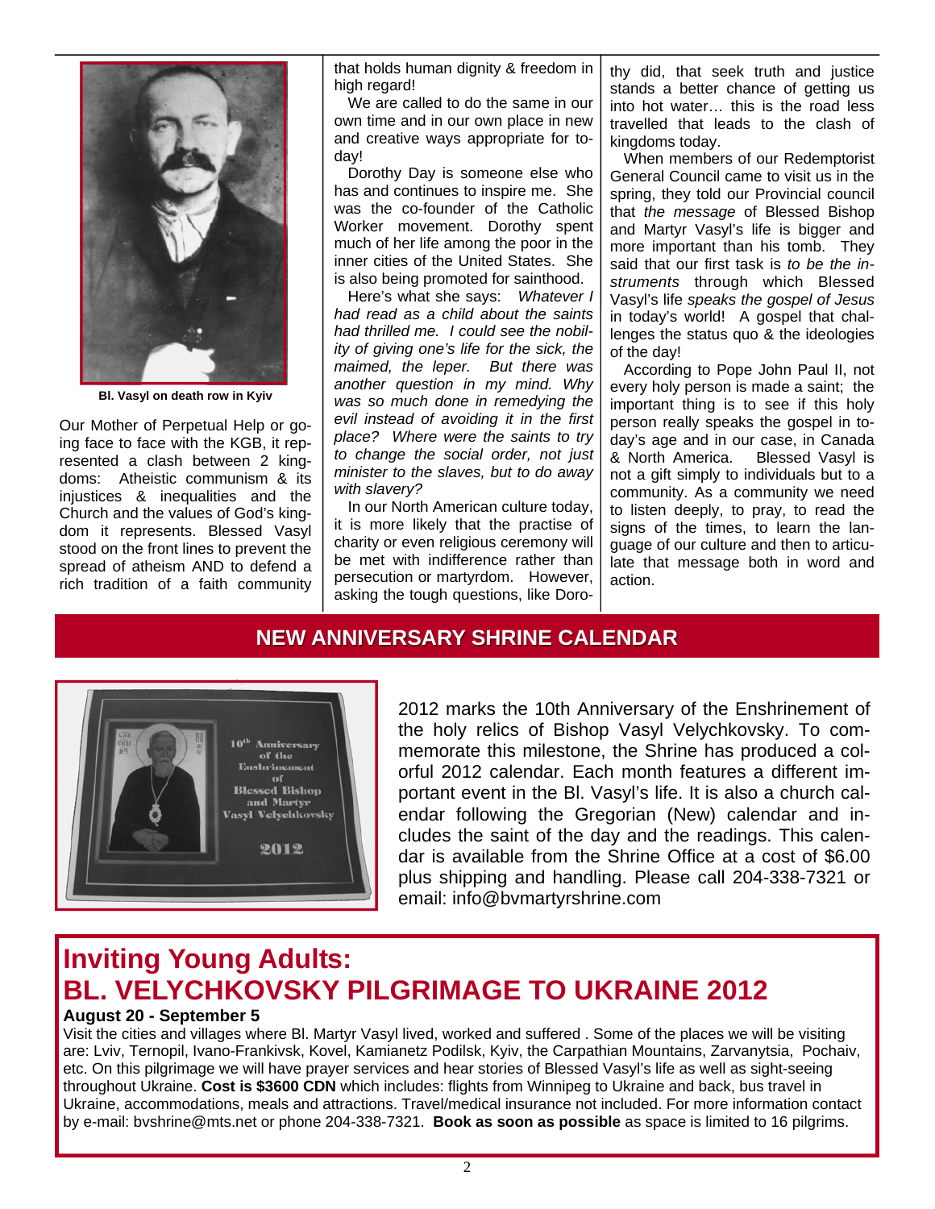Bl. Vasyl on death row in Kyiv

Our Mother of Perpetual Help or going face to face with the KGB, it represented a clash between 2 kingdoms: Atheistic communism & its injustices & inequalities and the Church and the values of God's kingdom it represents. Blessed Vasyl stood on the front lines to prevent the spread of atheism AND to defend a rich tradition of a faith community that holds human dignity & freedom in high regard!

We are called to do the same in our own time and in our own place in new and creative ways appropriate for today!

Dorothy Day is someone else who has and continues to inspire me. She was the co-founder of the Catholic Worker movement. Dorothy spent much of her life among the poor in the inner cities of the United States. She is also being promoted for sainthood.

Here's what she says: *Whatever I had read as a child about the saints had thrilled me. I could see the nobility of giving one's life for the sick, the maimed, the leper. But there was another question in my mind. Why was so much done in remedying the evil instead of avoiding it in the first place? Where were the saints to try to change the social order, not just minister to the slaves, but to do away with slavery?*

In our North American culture today, it is more likely that the practise of charity or even religious ceremony will be met with indifference rather than persecution or martyrdom. However, asking the tough questions, like Dorothy did, that seek truth and justice stands a better chance of getting us into hot water… this is the road less travelled that leads to the clash of kingdoms today.

When members of our Redemptorist General Council came to visit us in the spring, they told our Provincial council that *the message* of Blessed Bishop and Martyr Vasyl's life is bigger and more important than his tomb. They said that our first task is *to be the instruments* through which Blessed Vasyl's life *speaks the gospel of Jesus* in today's world! A gospel that challenges the status quo & the ideologies of the day!

According to Pope John Paul II, not every holy person is made a saint; the important thing is to see if this holy person really speaks the gospel in today's age and in our case, in Canada & North America. Blessed Vasyl is not a gift simply to individuals but to a community. As a community we need to listen deeply, to pray, to read the signs of the times, to learn the language of our culture and then to articulate that message both in word and action.

## NEW ANNIVERSARY SHRINE CALENDAR

10th Anniversary of the Enshrinement of Blessed Bishop and Martyr Vasyl Velychkovsky 2012

2012 marks the 10th Anniversary of the Enshrinement of the holy relics of Bishop Vasyl Velychkovsky. To commemorate this milestone, the Shrine has produced a colorful 2012 calendar. Each month features a different important event in the Bl. Vasyl's life. It is also a church calendar following the Gregorian (New) calendar and includes the saint of the day and the readings. This calendar is available from the Shrine Office at a cost of $6.00 plus shipping and handling. Please call 204-338-7321 or email: info@bvmartyrshrine.com

## Inviting Young Adults:
## BL. VELYCHKOVSKY PILGRIMAGE TO UKRAINE 2012

**August 20 - September 5**

Visit the cities and villages where Bl. Martyr Vasyl lived, worked and suffered . Some of the places we will be visiting are: Lviv, Ternopil, Ivano-Frankivsk, Kovel, Kamianetz Podilsk, Kyiv, the Carpathian Mountains, Zarvanytsia, Pochaiv, etc. On this pilgrimage we will have prayer services and hear stories of Blessed Vasyl's life as well as sight-seeing throughout Ukraine. **Cost is $3600 CDN** which includes: flights from Winnipeg to Ukraine and back, bus travel in Ukraine, accommodations, meals and attractions. Travel/medical insurance not included. For more information contact by e-mail: bvshrine@mts.net or phone 204-338-7321. **Book as soon as possible** as space is limited to 16 pilgrims.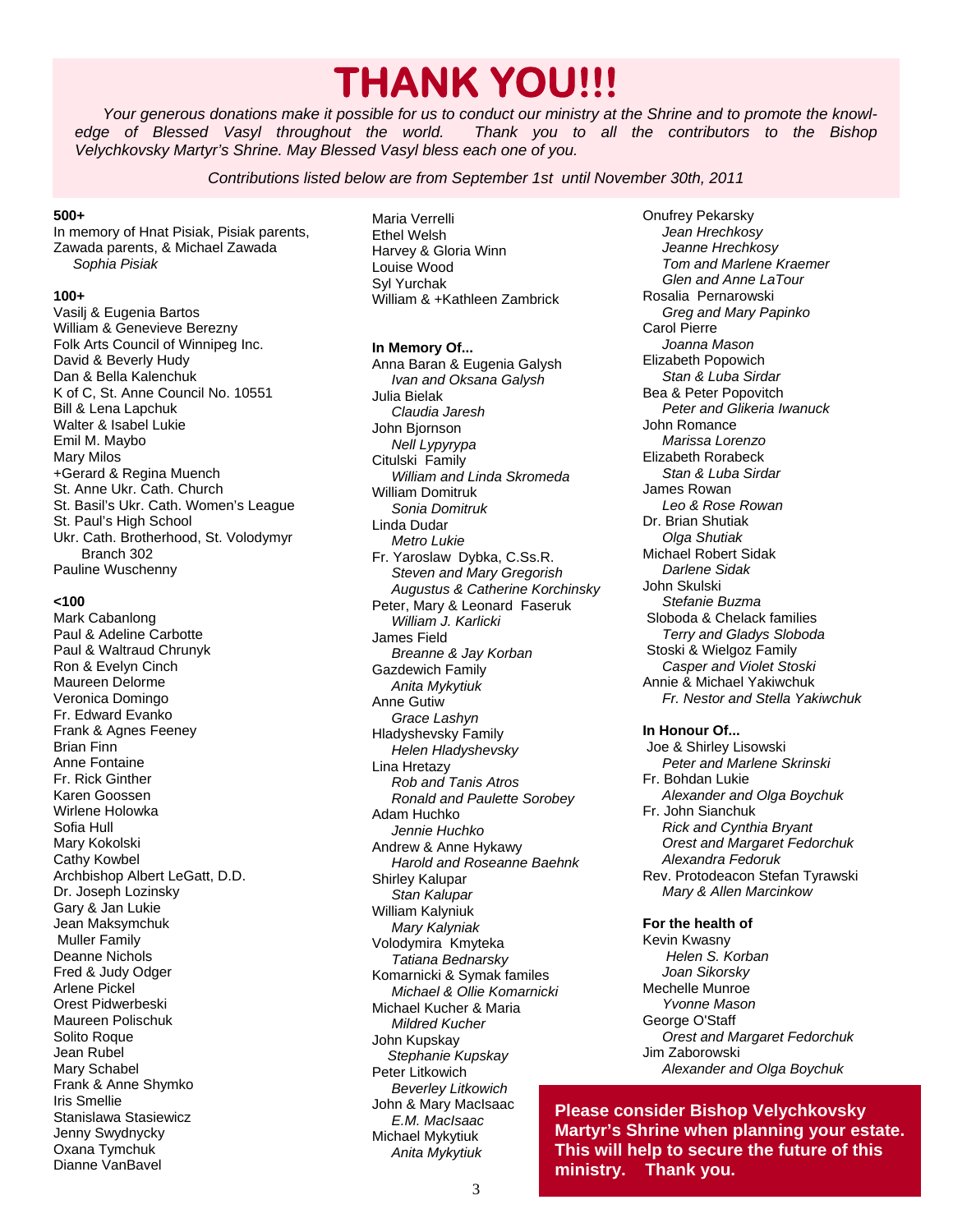# THANK YOU!!!

*Your generous donations make it possible for us to conduct our ministry at the Shrine and to promote the knowledge of Blessed Vasyl throughout the world. Thank you to all the contributors to the Bishop Velychkovsky Martyr's Shrine. May Blessed Vasyl bless each one of you.*

*Contributions listed below are from September 1st until November 30th, 2011*

**500+**

In memory of Hnat Pisiak, Pisiak parents, Zawada parents, & Michael Zawada
*Sophia Pisiak*

**100+**

Vasilj & Eugenia Bartos
William & Genevieve Berezny
Folk Arts Council of Winnipeg Inc.
David & Beverly Hudy
Dan & Bella Kalenchuk
K of C, St. Anne Council No. 10551
Bill & Lena Lapchuk
Walter & Isabel Lukie
Emil M. Maybo
Mary Milos
+Gerard & Regina Muench
St. Anne Ukr. Cath. Church
St. Basil's Ukr. Cath. Women's League
St. Paul's High School
Ukr. Cath. Brotherhood, St. Volodymyr Branch 302
Pauline Wuschenny

**<100**

Mark Cabanlong
Paul & Adeline Carbotte
Paul & Waltraud Chrunyk
Ron & Evelyn Cinch
Maureen Delorme
Veronica Domingo
Fr. Edward Evanko
Frank & Agnes Feeney
Brian Finn
Anne Fontaine
Fr. Rick Ginther
Karen Goossen
Wirlene Holowka
Sofia Hull
Mary Kokolski
Cathy Kowbel
Archbishop Albert LeGatt, D.D.
Dr. Joseph Lozinsky
Gary & Jan Lukie
Jean Maksymchuk
Muller Family
Deanne Nichols
Fred & Judy Odger
Arlene Pickel
Orest Pidwerbeski
Maureen Polischuk
Solito Roque
Jean Rubel
Mary Schabel
Frank & Anne Shymko
Iris Smellie
Stanislawa Stasiewicz
Jenny Swydnycky
Oxana Tymchuk
Dianne VanBavel
Maria Verrelli
Ethel Welsh
Harvey & Gloria Winn
Louise Wood
Syl Yurchak
William & +Kathleen Zambrick

**In Memory Of...**

Anna Baran & Eugenia Galysh
*Ivan and Oksana Galysh*
Julia Bielak
*Claudia Jaresh*
John Bjornson
*Nell Lypyrypa*
Citulski Family
*William and Linda Skromeda*
William Domitruk
*Sonia Domitruk*
Linda Dudar
*Metro Lukie*
Fr. Yaroslaw Dybka, C.Ss.R.
*Steven and Mary Gregorish*
*Augustus & Catherine Korchinsky*
Peter, Mary & Leonard Faseruk
*William J. Karlicki*
James Field
*Breanne & Jay Korban*
Gazdewich Family
*Anita Mykytiuk*
Anne Gutiw
*Grace Lashyn*
Hladyshevsky Family
*Helen Hladyshevsky*
Lina Hretazy
*Rob and Tanis Atros*
*Ronald and Paulette Sorobey*
Adam Huchko
*Jennie Huchko*
Andrew & Anne Hykawy
*Harold and Roseanne Baehnk*
Shirley Kalupar
*Stan Kalupar*
William Kalyniuk
*Mary Kalyniak*
Volodymira Kmyteka
*Tatiana Bednarsky*
Komarnicki & Symak familes
*Michael & Ollie Komarnicki*
Michael Kucher & Maria
*Mildred Kucher*
John Kupskay
*Stephanie Kupskay*
Peter Litkowich
*Beverley Litkowich*
John & Mary MacIsaac
*E.M. MacIsaac*
Michael Mykytiuk
*Anita Mykytiuk*
Onufrey Pekarsky
*Jean Hrechkosy*
*Jeanne Hrechkosy*
*Tom and Marlene Kraemer*
*Glen and Anne LaTour*
Rosalia Pernarowski
*Greg and Mary Papinko*
Carol Pierre
*Joanna Mason*
Elizabeth Popowich
*Stan & Luba Sirdar*
Bea & Peter Popovitch
*Peter and Glikeria Iwanuck*
John Romance
*Marissa Lorenzo*
Elizabeth Rorabeck
*Stan & Luba Sirdar*
James Rowan
*Leo & Rose Rowan*
Dr. Brian Shutiak
*Olga Shutiak*
Michael Robert Sidak
*Darlene Sidak*
John Skulski
*Stefanie Buzma*
Sloboda & Chelack families
*Terry and Gladys Sloboda*
Stoski & Wielgoz Family
*Casper and Violet Stoski*
Annie & Michael Yakiwchuk
*Fr. Nestor and Stella Yakiwchuk*

**In Honour Of...**

Joe & Shirley Lisowski
*Peter and Marlene Skrinski*
Fr. Bohdan Lukie
*Alexander and Olga Boychuk*
Fr. John Sianchuk
*Rick and Cynthia Bryant*
*Orest and Margaret Fedorchuk*
*Alexandra Fedoruk*
Rev. Protodeacon Stefan Tyrawski
*Mary & Allen Marcinkow*

**For the health of**

Kevin Kwasny
*Helen S. Korban*
*Joan Sikorsky*
Mechelle Munroe
*Yvonne Mason*
George O'Staff
*Orest and Margaret Fedorchuk*
Jim Zaborowski
*Alexander and Olga Boychuk*

**Please consider Bishop Velychkovsky Martyr's Shrine when planning your estate. This will help to secure the future of this ministry. Thank you.**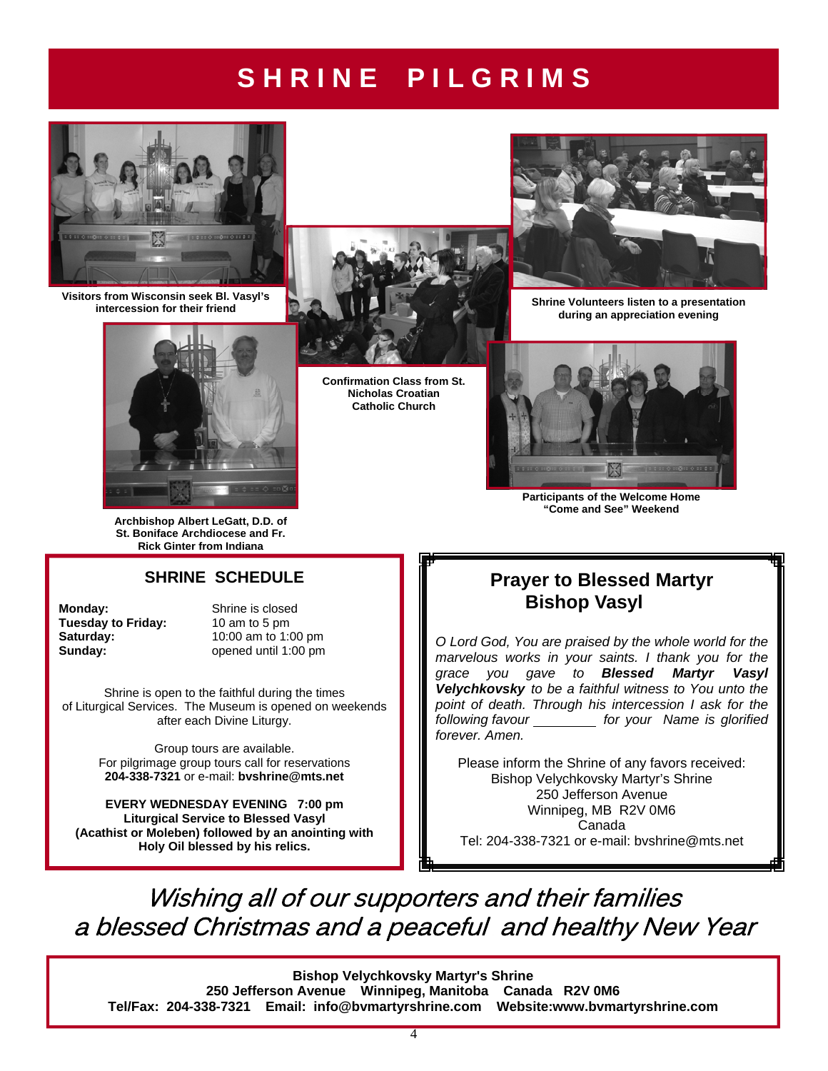# SHRINE PILGRIMS

Visitors from Wisconsin seek Bl. Vasyl's intercession for their friend

Confirmation Class from St. Nicholas Croatian Catholic Church

Shrine Volunteers listen to a presentation during an appreciation evening

Archbishop Albert LeGatt, D.D. of St. Boniface Archdiocese and Fr. Rick Ginter from Indiana

Participants of the Welcome Home "Come and See" Weekend

## SHRINE SCHEDULE

| | |
|---|---|
| **Monday:** | Shrine is closed |
| **Tuesday to Friday:** | 10 am to 5 pm |
| **Saturday:** | 10:00 am to 1:00 pm |
| **Sunday:** | opened until 1:00 pm |

Shrine is open to the faithful during the times of Liturgical Services. The Museum is opened on weekends after each Divine Liturgy.

Group tours are available.
For pilgrimage group tours call for reservations **204-338-7321** or e-mail: **bvshrine@mts.net**

**EVERY WEDNESDAY EVENING 7:00 pm**
**Liturgical Service to Blessed Vasyl**
**(Acathist or Moleben) followed by an anointing with Holy Oil blessed by his relics.**

## Prayer to Blessed Martyr Bishop Vasyl

*O Lord God, You are praised by the whole world for the marvelous works in your saints. I thank you for the grace you gave to* ***Blessed Martyr Vasyl Velychkovsky*** *to be a faithful witness to You unto the point of death. Through his intercession I ask for the following favour ________ for your Name is glorified forever. Amen.*

Please inform the Shrine of any favors received:
Bishop Velychkovsky Martyr's Shrine
250 Jefferson Avenue
Winnipeg, MB R2V 0M6
Canada
Tel: 204-338-7321 or e-mail: bvshrine@mts.net

*Wishing all of our supporters and their families a blessed Christmas and a peaceful and healthy New Year*

**Bishop Velychkovsky Martyr's Shrine**
**250 Jefferson Avenue Winnipeg, Manitoba Canada R2V 0M6**
**Tel/Fax: 204-338-7321 Email: info@bvmartyrshrine.com Website:www.bvmartyrshrine.com**